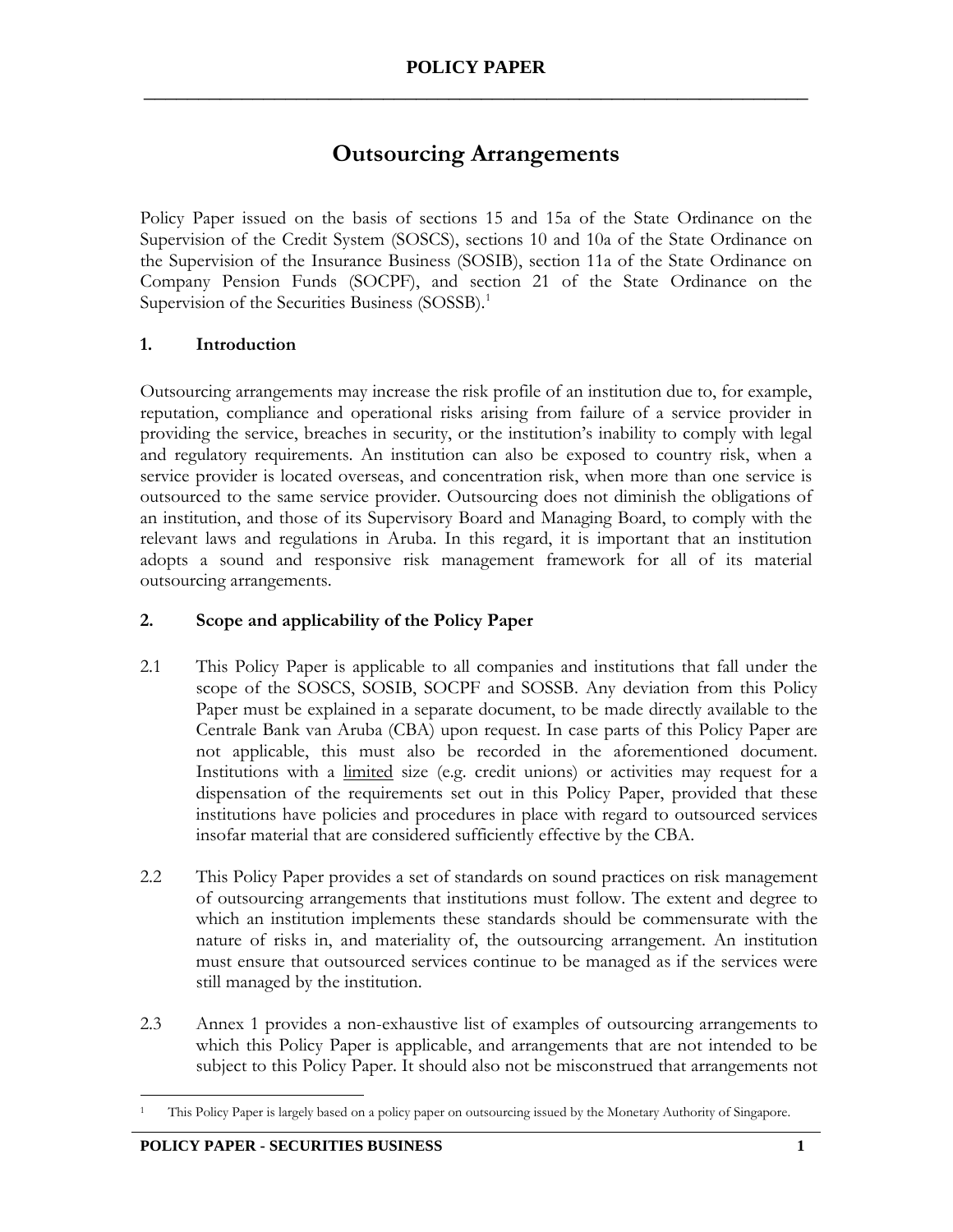# POLICY PAPER

## Outsourcing Arrangements

Policy Paper issued on the basis of sections 15 and 15a of the State Ordinance on the Supervision of the Credit System (SOSCS), sections 10 and 10a of the State Ordinance on the Supervision of the Insurance Business (SOSIB), section 11a of the State Ordinance on Company Pension Funds (SOCPF), and section 21 of the State Ordinance on the Supervision of the Securities Business (SOSSB).[1]

### 1. Introduction

Outsourcing arrangements may increase the risk profile of an institution due to, for example, reputation, compliance and operational risks arising from failure of a service provider in providing the service, breaches in security, or the institution's inability to comply with legal and regulatory requirements. An institution can also be exposed to country risk, when a service provider is located overseas, and concentration risk, when more than one service is outsourced to the same service provider. Outsourcing does not diminish the obligations of an institution, and those of its Supervisory Board and Managing Board, to comply with the relevant laws and regulations in Aruba. In this regard, it is important that an institution adopts a sound and responsive risk management framework for all of its material outsourcing arrangements.

### 2. Scope and applicability of the Policy Paper

2.1 This Policy Paper is applicable to all companies and institutions that fall under the scope of the SOSCS, SOSIB, SOCPF and SOSSB. Any deviation from this Policy Paper must be explained in a separate document, to be made directly available to the Centrale Bank van Aruba (CBA) upon request. In case parts of this Policy Paper are not applicable, this must also be recorded in the aforementioned document. Institutions with a <u>limited</u> size (e.g. credit unions) or activities may request for a dispensation of the requirements set out in this Policy Paper, provided that these institutions have policies and procedures in place with regard to outsourced services insofar material that are considered sufficiently effective by the CBA.

2.2 This Policy Paper provides a set of standards on sound practices on risk management of outsourcing arrangements that institutions must follow. The extent and degree to which an institution implements these standards should be commensurate with the nature of risks in, and materiality of, the outsourcing arrangement. An institution must ensure that outsourced services continue to be managed as if the services were still managed by the institution.

2.3 Annex 1 provides a non-exhaustive list of examples of outsourcing arrangements to which this Policy Paper is applicable, and arrangements that are not intended to be subject to this Policy Paper. It should also not be misconstrued that arrangements not

---

[1] This Policy Paper is largely based on a policy paper on outsourcing issued by the Monetary Authority of Singapore.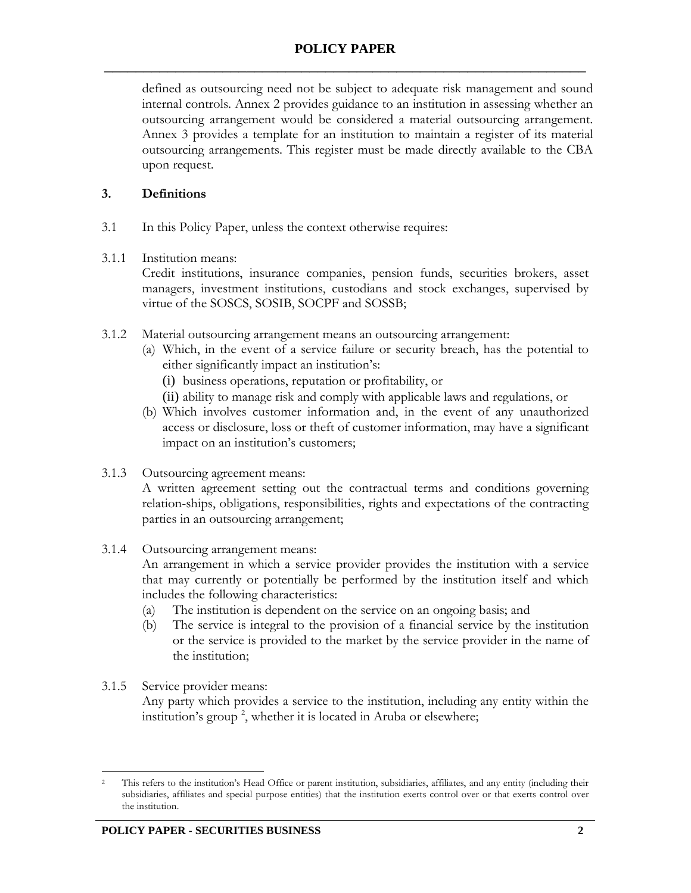defined as outsourcing need not be subject to adequate risk management and sound internal controls. Annex 2 provides guidance to an institution in assessing whether an outsourcing arrangement would be considered a material outsourcing arrangement. Annex 3 provides a template for an institution to maintain a register of its material outsourcing arrangements. This register must be made directly available to the CBA upon request.

## 3. Definitions

3.1 In this Policy Paper, unless the context otherwise requires:

3.1.1 Institution means:
Credit institutions, insurance companies, pension funds, securities brokers, asset managers, investment institutions, custodians and stock exchanges, supervised by virtue of the SOSCS, SOSIB, SOCPF and SOSSB;

3.1.2 Material outsourcing arrangement means an outsourcing arrangement:

(a) Which, in the event of a service failure or security breach, has the potential to either significantly impact an institution's:
   (i) business operations, reputation or profitability, or
   (ii) ability to manage risk and comply with applicable laws and regulations, or
(b) Which involves customer information and, in the event of any unauthorized access or disclosure, loss or theft of customer information, may have a significant impact on an institution's customers;

3.1.3 Outsourcing agreement means:
A written agreement setting out the contractual terms and conditions governing relation-ships, obligations, responsibilities, rights and expectations of the contracting parties in an outsourcing arrangement;

3.1.4 Outsourcing arrangement means:
An arrangement in which a service provider provides the institution with a service that may currently or potentially be performed by the institution itself and which includes the following characteristics:

(a) The institution is dependent on the service on an ongoing basis; and
(b) The service is integral to the provision of a financial service by the institution or the service is provided to the market by the service provider in the name of the institution;

3.1.5 Service provider means:
Any party which provides a service to the institution, including any entity within the institution's group [2], whether it is located in Aruba or elsewhere;

[2] This refers to the institution's Head Office or parent institution, subsidiaries, affiliates, and any entity (including their subsidiaries, affiliates and special purpose entities) that the institution exerts control over or that exerts control over the institution.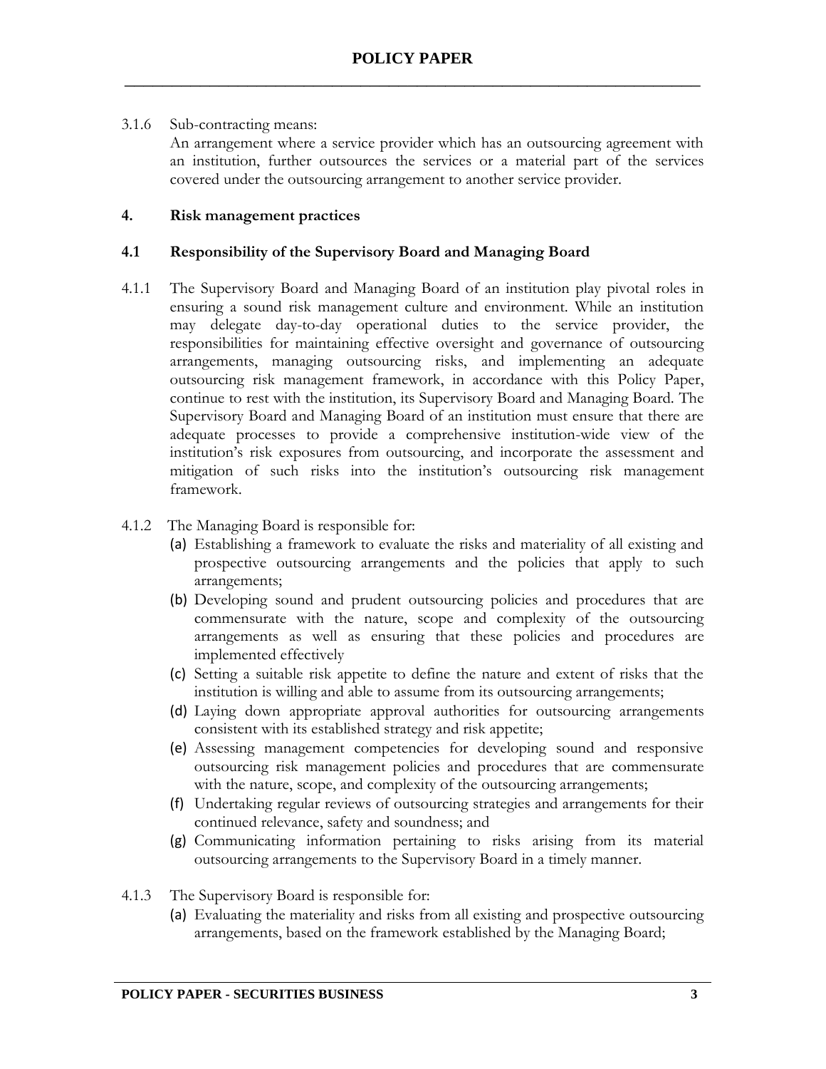3.1.6 Sub-contracting means:
An arrangement where a service provider which has an outsourcing agreement with an institution, further outsources the services or a material part of the services covered under the outsourcing arrangement to another service provider.

## 4. Risk management practices

### 4.1 Responsibility of the Supervisory Board and Managing Board

4.1.1 The Supervisory Board and Managing Board of an institution play pivotal roles in ensuring a sound risk management culture and environment. While an institution may delegate day-to-day operational duties to the service provider, the responsibilities for maintaining effective oversight and governance of outsourcing arrangements, managing outsourcing risks, and implementing an adequate outsourcing risk management framework, in accordance with this Policy Paper, continue to rest with the institution, its Supervisory Board and Managing Board. The Supervisory Board and Managing Board of an institution must ensure that there are adequate processes to provide a comprehensive institution-wide view of the institution's risk exposures from outsourcing, and incorporate the assessment and mitigation of such risks into the institution's outsourcing risk management framework.

4.1.2 The Managing Board is responsible for:

(a) Establishing a framework to evaluate the risks and materiality of all existing and prospective outsourcing arrangements and the policies that apply to such arrangements;
(b) Developing sound and prudent outsourcing policies and procedures that are commensurate with the nature, scope and complexity of the outsourcing arrangements as well as ensuring that these policies and procedures are implemented effectively
(c) Setting a suitable risk appetite to define the nature and extent of risks that the institution is willing and able to assume from its outsourcing arrangements;
(d) Laying down appropriate approval authorities for outsourcing arrangements consistent with its established strategy and risk appetite;
(e) Assessing management competencies for developing sound and responsive outsourcing risk management policies and procedures that are commensurate with the nature, scope, and complexity of the outsourcing arrangements;
(f) Undertaking regular reviews of outsourcing strategies and arrangements for their continued relevance, safety and soundness; and
(g) Communicating information pertaining to risks arising from its material outsourcing arrangements to the Supervisory Board in a timely manner.

4.1.3 The Supervisory Board is responsible for:

(a) Evaluating the materiality and risks from all existing and prospective outsourcing arrangements, based on the framework established by the Managing Board;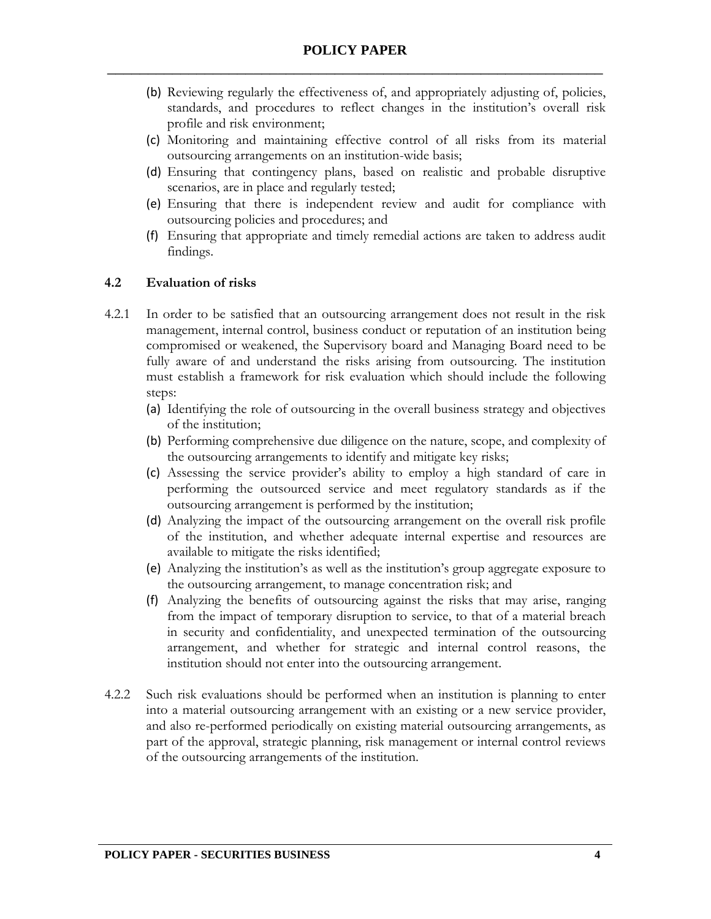(b) Reviewing regularly the effectiveness of, and appropriately adjusting of, policies, standards, and procedures to reflect changes in the institution's overall risk profile and risk environment;

(c) Monitoring and maintaining effective control of all risks from its material outsourcing arrangements on an institution-wide basis;

(d) Ensuring that contingency plans, based on realistic and probable disruptive scenarios, are in place and regularly tested;

(e) Ensuring that there is independent review and audit for compliance with outsourcing policies and procedures; and

(f) Ensuring that appropriate and timely remedial actions are taken to address audit findings.

### 4.2 Evaluation of risks

4.2.1 In order to be satisfied that an outsourcing arrangement does not result in the risk management, internal control, business conduct or reputation of an institution being compromised or weakened, the Supervisory board and Managing Board need to be fully aware of and understand the risks arising from outsourcing. The institution must establish a framework for risk evaluation which should include the following steps:

(a) Identifying the role of outsourcing in the overall business strategy and objectives of the institution;

(b) Performing comprehensive due diligence on the nature, scope, and complexity of the outsourcing arrangements to identify and mitigate key risks;

(c) Assessing the service provider's ability to employ a high standard of care in performing the outsourced service and meet regulatory standards as if the outsourcing arrangement is performed by the institution;

(d) Analyzing the impact of the outsourcing arrangement on the overall risk profile of the institution, and whether adequate internal expertise and resources are available to mitigate the risks identified;

(e) Analyzing the institution's as well as the institution's group aggregate exposure to the outsourcing arrangement, to manage concentration risk; and

(f) Analyzing the benefits of outsourcing against the risks that may arise, ranging from the impact of temporary disruption to service, to that of a material breach in security and confidentiality, and unexpected termination of the outsourcing arrangement, and whether for strategic and internal control reasons, the institution should not enter into the outsourcing arrangement.

4.2.2 Such risk evaluations should be performed when an institution is planning to enter into a material outsourcing arrangement with an existing or a new service provider, and also re-performed periodically on existing material outsourcing arrangements, as part of the approval, strategic planning, risk management or internal control reviews of the outsourcing arrangements of the institution.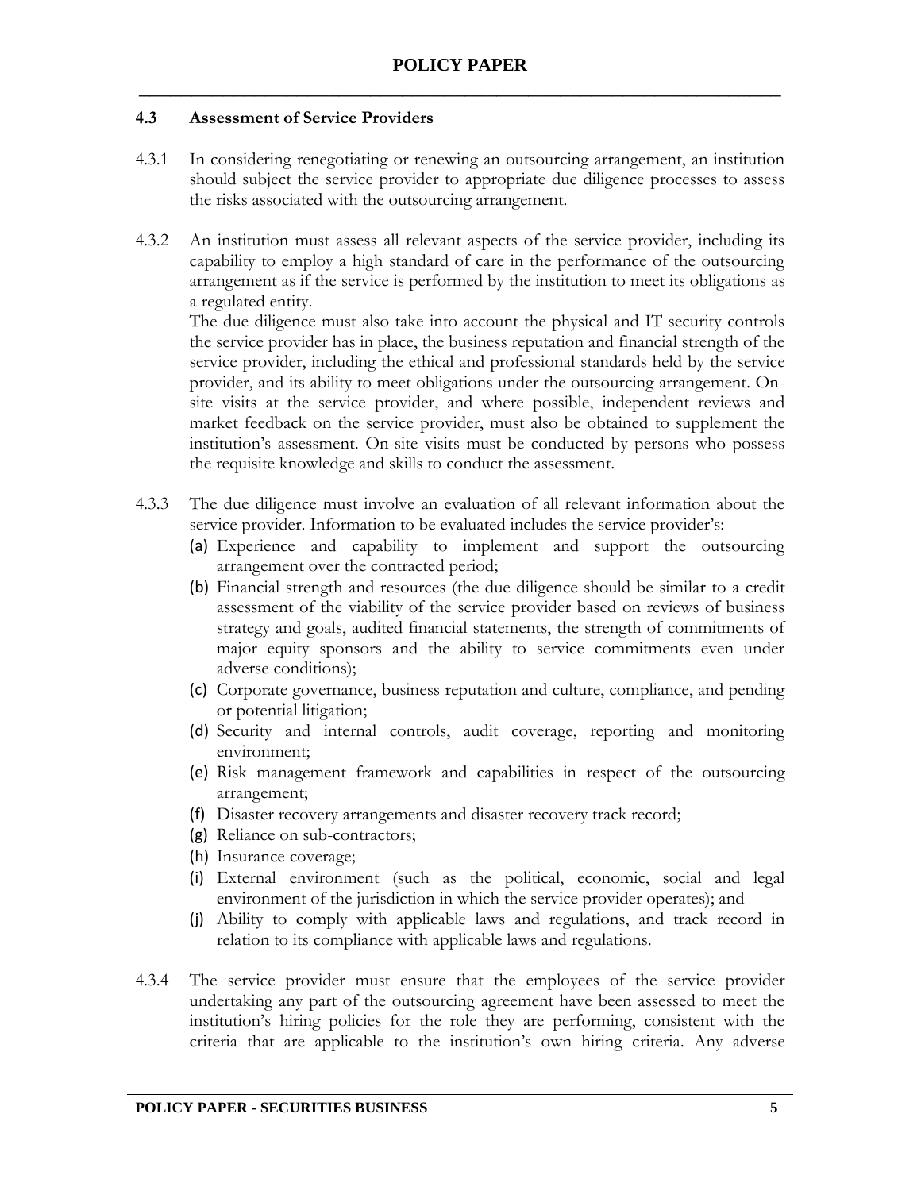### 4.3 Assessment of Service Providers

4.3.1 In considering renegotiating or renewing an outsourcing arrangement, an institution should subject the service provider to appropriate due diligence processes to assess the risks associated with the outsourcing arrangement.

4.3.2 An institution must assess all relevant aspects of the service provider, including its capability to employ a high standard of care in the performance of the outsourcing arrangement as if the service is performed by the institution to meet its obligations as a regulated entity.

The due diligence must also take into account the physical and IT security controls the service provider has in place, the business reputation and financial strength of the service provider, including the ethical and professional standards held by the service provider, and its ability to meet obligations under the outsourcing arrangement. On-site visits at the service provider, and where possible, independent reviews and market feedback on the service provider, must also be obtained to supplement the institution's assessment. On-site visits must be conducted by persons who possess the requisite knowledge and skills to conduct the assessment.

4.3.3 The due diligence must involve an evaluation of all relevant information about the service provider. Information to be evaluated includes the service provider's:

(a) Experience and capability to implement and support the outsourcing arrangement over the contracted period;

(b) Financial strength and resources (the due diligence should be similar to a credit assessment of the viability of the service provider based on reviews of business strategy and goals, audited financial statements, the strength of commitments of major equity sponsors and the ability to service commitments even under adverse conditions);

(c) Corporate governance, business reputation and culture, compliance, and pending or potential litigation;

(d) Security and internal controls, audit coverage, reporting and monitoring environment;

(e) Risk management framework and capabilities in respect of the outsourcing arrangement;

(f) Disaster recovery arrangements and disaster recovery track record;

(g) Reliance on sub-contractors;

(h) Insurance coverage;

(i) External environment (such as the political, economic, social and legal environment of the jurisdiction in which the service provider operates); and

(j) Ability to comply with applicable laws and regulations, and track record in relation to its compliance with applicable laws and regulations.

4.3.4 The service provider must ensure that the employees of the service provider undertaking any part of the outsourcing agreement have been assessed to meet the institution's hiring policies for the role they are performing, consistent with the criteria that are applicable to the institution's own hiring criteria. Any adverse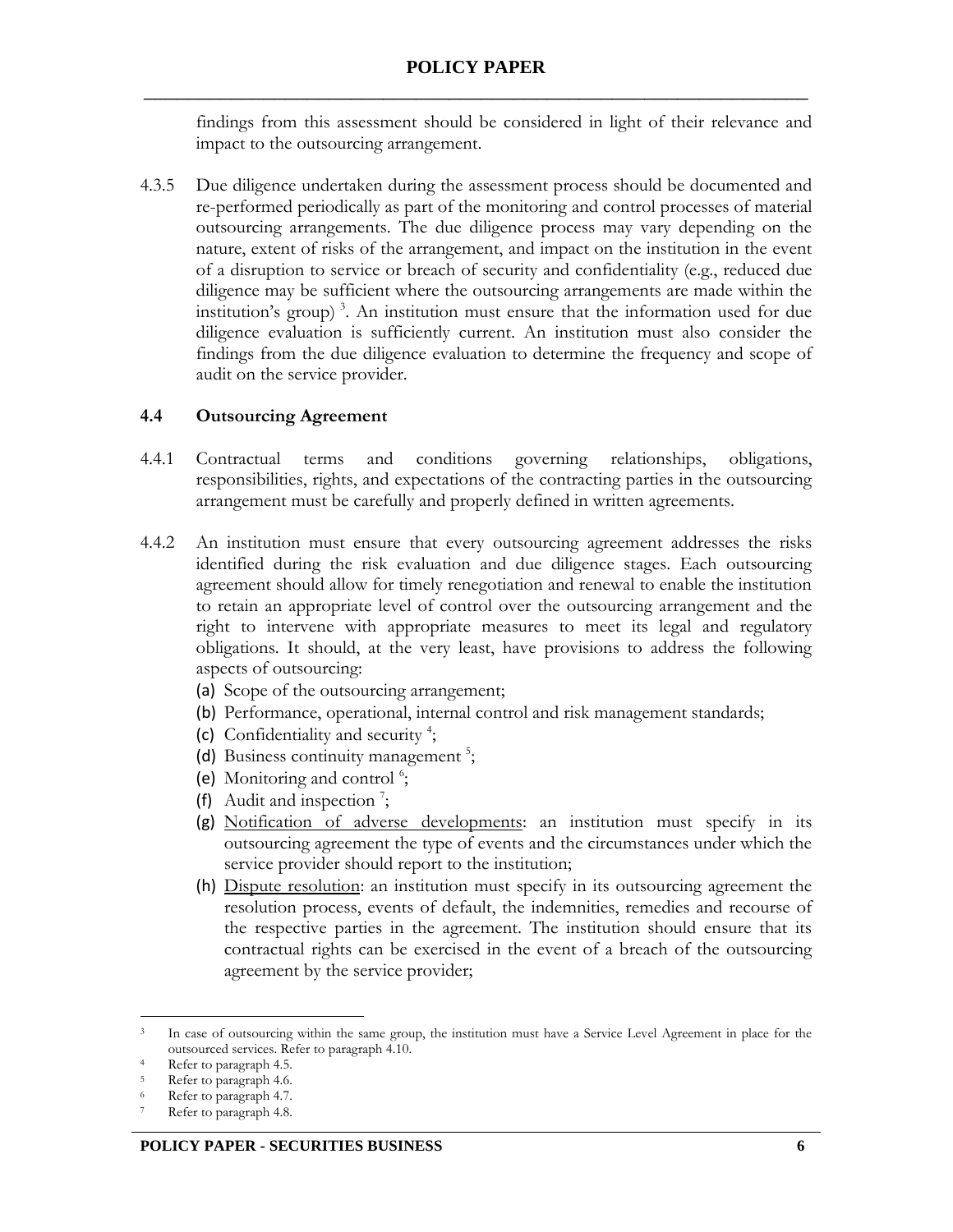findings from this assessment should be considered in light of their relevance and impact to the outsourcing arrangement.

4.3.5 Due diligence undertaken during the assessment process should be documented and re-performed periodically as part of the monitoring and control processes of material outsourcing arrangements. The due diligence process may vary depending on the nature, extent of risks of the arrangement, and impact on the institution in the event of a disruption to service or breach of security and confidentiality (e.g., reduced due diligence may be sufficient where the outsourcing arrangements are made within the institution's group) [3]. An institution must ensure that the information used for due diligence evaluation is sufficiently current. An institution must also consider the findings from the due diligence evaluation to determine the frequency and scope of audit on the service provider.

### 4.4 Outsourcing Agreement

4.4.1 Contractual terms and conditions governing relationships, obligations, responsibilities, rights, and expectations of the contracting parties in the outsourcing arrangement must be carefully and properly defined in written agreements.

4.4.2 An institution must ensure that every outsourcing agreement addresses the risks identified during the risk evaluation and due diligence stages. Each outsourcing agreement should allow for timely renegotiation and renewal to enable the institution to retain an appropriate level of control over the outsourcing arrangement and the right to intervene with appropriate measures to meet its legal and regulatory obligations. It should, at the very least, have provisions to address the following aspects of outsourcing:

(a) Scope of the outsourcing arrangement;
(b) Performance, operational, internal control and risk management standards;
(c) Confidentiality and security [4];
(d) Business continuity management [5];
(e) Monitoring and control [6];
(f) Audit and inspection [7];
(g) <u>Notification of adverse developments</u>: an institution must specify in its outsourcing agreement the type of events and the circumstances under which the service provider should report to the institution;
(h) <u>Dispute resolution</u>: an institution must specify in its outsourcing agreement the resolution process, events of default, the indemnities, remedies and recourse of the respective parties in the agreement. The institution should ensure that its contractual rights can be exercised in the event of a breach of the outsourcing agreement by the service provider;

---

[3] In case of outsourcing within the same group, the institution must have a Service Level Agreement in place for the outsourced services. Refer to paragraph 4.10.

[4] Refer to paragraph 4.5.

[5] Refer to paragraph 4.6.

[6] Refer to paragraph 4.7.

[7] Refer to paragraph 4.8.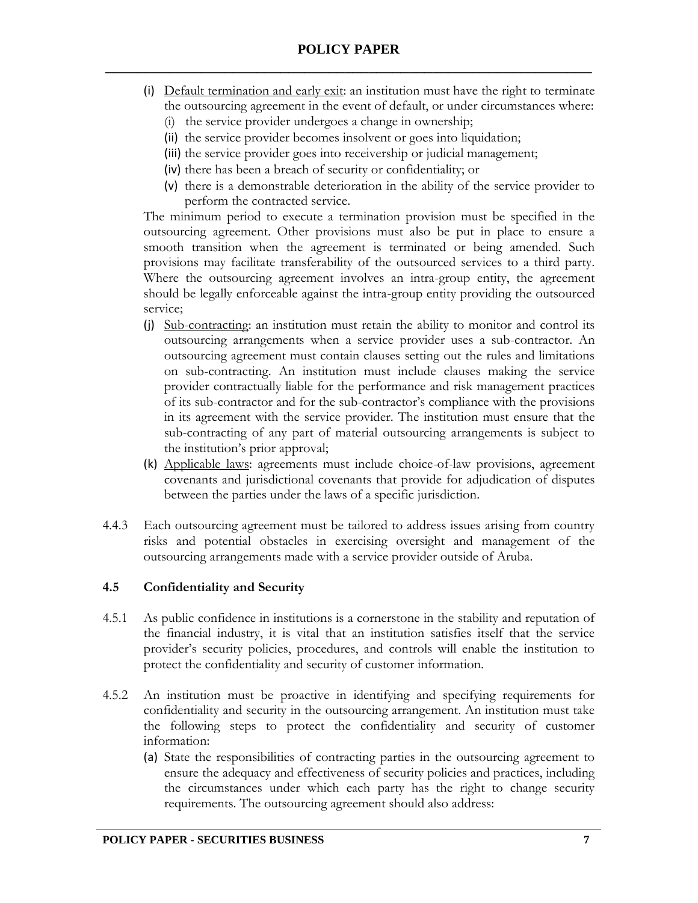(i) Default termination and early exit: an institution must have the right to terminate the outsourcing agreement in the event of default, or under circumstances where:
   (i) the service provider undergoes a change in ownership;
   (ii) the service provider becomes insolvent or goes into liquidation;
   (iii) the service provider goes into receivership or judicial management;
   (iv) there has been a breach of security or confidentiality; or
   (v) there is a demonstrable deterioration in the ability of the service provider to perform the contracted service.

   The minimum period to execute a termination provision must be specified in the outsourcing agreement. Other provisions must also be put in place to ensure a smooth transition when the agreement is terminated or being amended. Such provisions may facilitate transferability of the outsourced services to a third party. Where the outsourcing agreement involves an intra-group entity, the agreement should be legally enforceable against the intra-group entity providing the outsourced service;

(j) Sub-contracting: an institution must retain the ability to monitor and control its outsourcing arrangements when a service provider uses a sub-contractor. An outsourcing agreement must contain clauses setting out the rules and limitations on sub-contracting. An institution must include clauses making the service provider contractually liable for the performance and risk management practices of its sub-contractor and for the sub-contractor's compliance with the provisions in its agreement with the service provider. The institution must ensure that the sub-contracting of any part of material outsourcing arrangements is subject to the institution's prior approval;

(k) Applicable laws: agreements must include choice-of-law provisions, agreement covenants and jurisdictional covenants that provide for adjudication of disputes between the parties under the laws of a specific jurisdiction.

4.4.3 Each outsourcing agreement must be tailored to address issues arising from country risks and potential obstacles in exercising oversight and management of the outsourcing arrangements made with a service provider outside of Aruba.

### 4.5 Confidentiality and Security

4.5.1 As public confidence in institutions is a cornerstone in the stability and reputation of the financial industry, it is vital that an institution satisfies itself that the service provider's security policies, procedures, and controls will enable the institution to protect the confidentiality and security of customer information.

4.5.2 An institution must be proactive in identifying and specifying requirements for confidentiality and security in the outsourcing arrangement. An institution must take the following steps to protect the confidentiality and security of customer information:

(a) State the responsibilities of contracting parties in the outsourcing agreement to ensure the adequacy and effectiveness of security policies and practices, including the circumstances under which each party has the right to change security requirements. The outsourcing agreement should also address: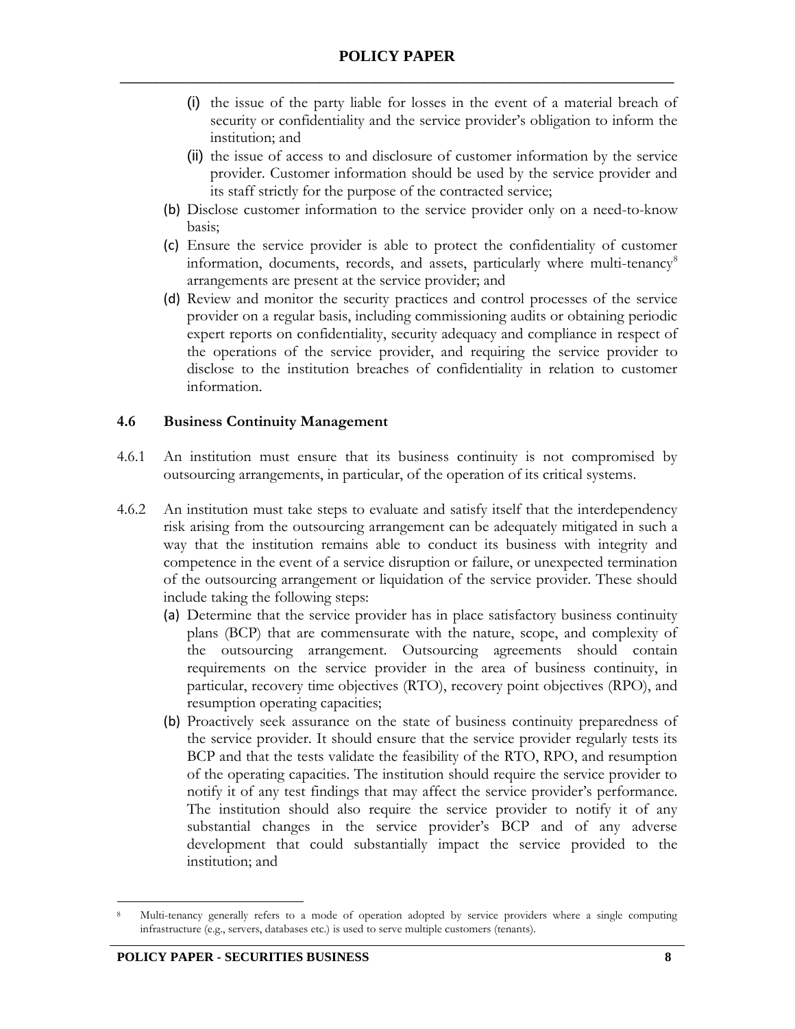(i) the issue of the party liable for losses in the event of a material breach of security or confidentiality and the service provider's obligation to inform the institution; and

(ii) the issue of access to and disclosure of customer information by the service provider. Customer information should be used by the service provider and its staff strictly for the purpose of the contracted service;

(b) Disclose customer information to the service provider only on a need-to-know basis;

(c) Ensure the service provider is able to protect the confidentiality of customer information, documents, records, and assets, particularly where multi-tenancy[8] arrangements are present at the service provider; and

(d) Review and monitor the security practices and control processes of the service provider on a regular basis, including commissioning audits or obtaining periodic expert reports on confidentiality, security adequacy and compliance in respect of the operations of the service provider, and requiring the service provider to disclose to the institution breaches of confidentiality in relation to customer information.

### 4.6 Business Continuity Management

4.6.1 An institution must ensure that its business continuity is not compromised by outsourcing arrangements, in particular, of the operation of its critical systems.

4.6.2 An institution must take steps to evaluate and satisfy itself that the interdependency risk arising from the outsourcing arrangement can be adequately mitigated in such a way that the institution remains able to conduct its business with integrity and competence in the event of a service disruption or failure, or unexpected termination of the outsourcing arrangement or liquidation of the service provider. These should include taking the following steps:

(a) Determine that the service provider has in place satisfactory business continuity plans (BCP) that are commensurate with the nature, scope, and complexity of the outsourcing arrangement. Outsourcing agreements should contain requirements on the service provider in the area of business continuity, in particular, recovery time objectives (RTO), recovery point objectives (RPO), and resumption operating capacities;

(b) Proactively seek assurance on the state of business continuity preparedness of the service provider. It should ensure that the service provider regularly tests its BCP and that the tests validate the feasibility of the RTO, RPO, and resumption of the operating capacities. The institution should require the service provider to notify it of any test findings that may affect the service provider's performance. The institution should also require the service provider to notify it of any substantial changes in the service provider's BCP and of any adverse development that could substantially impact the service provided to the institution; and

---

[8] Multi-tenancy generally refers to a mode of operation adopted by service providers where a single computing infrastructure (e.g., servers, databases etc.) is used to serve multiple customers (tenants).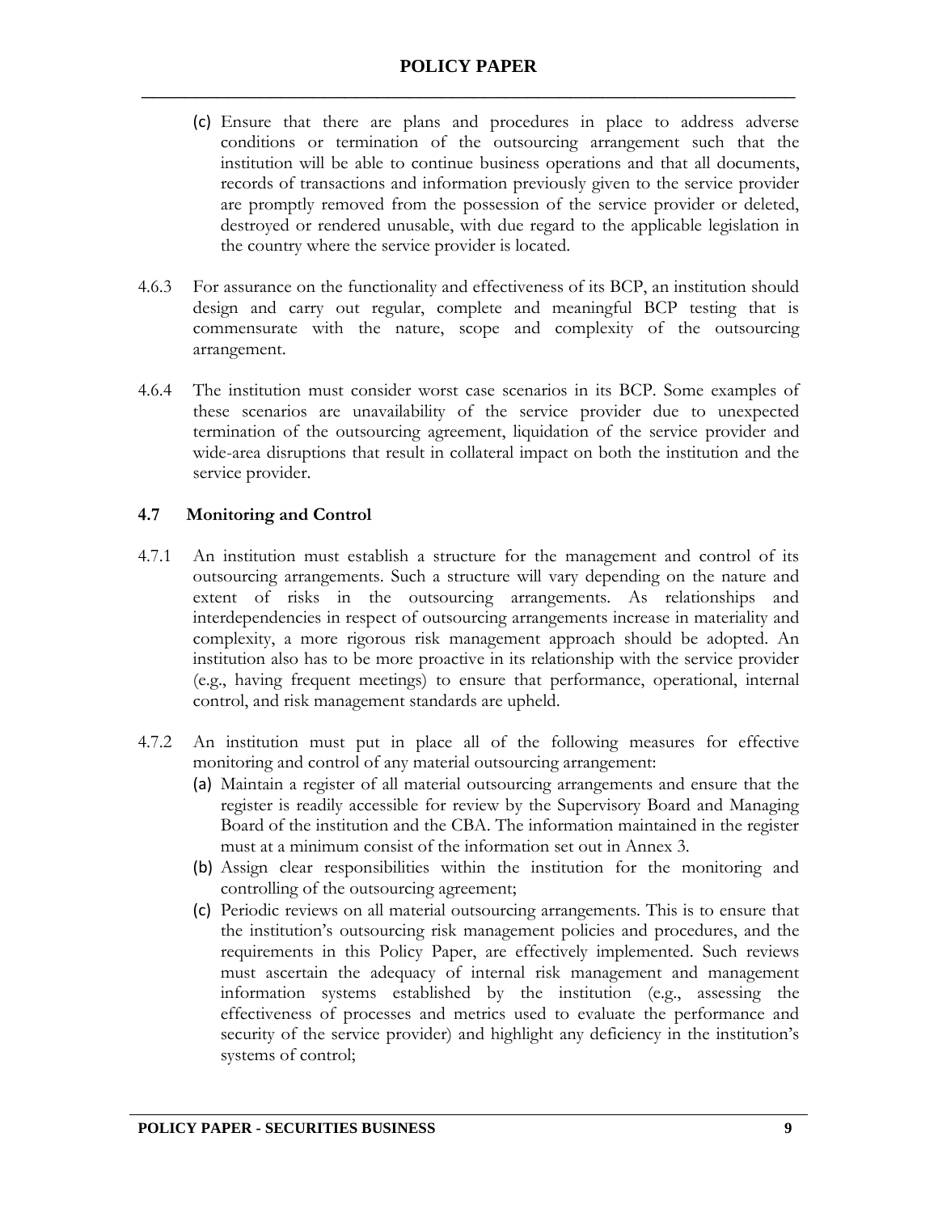(c) Ensure that there are plans and procedures in place to address adverse conditions or termination of the outsourcing arrangement such that the institution will be able to continue business operations and that all documents, records of transactions and information previously given to the service provider are promptly removed from the possession of the service provider or deleted, destroyed or rendered unusable, with due regard to the applicable legislation in the country where the service provider is located.

4.6.3 For assurance on the functionality and effectiveness of its BCP, an institution should design and carry out regular, complete and meaningful BCP testing that is commensurate with the nature, scope and complexity of the outsourcing arrangement.

4.6.4 The institution must consider worst case scenarios in its BCP. Some examples of these scenarios are unavailability of the service provider due to unexpected termination of the outsourcing agreement, liquidation of the service provider and wide-area disruptions that result in collateral impact on both the institution and the service provider.

### 4.7 Monitoring and Control

4.7.1 An institution must establish a structure for the management and control of its outsourcing arrangements. Such a structure will vary depending on the nature and extent of risks in the outsourcing arrangements. As relationships and interdependencies in respect of outsourcing arrangements increase in materiality and complexity, a more rigorous risk management approach should be adopted. An institution also has to be more proactive in its relationship with the service provider (e.g., having frequent meetings) to ensure that performance, operational, internal control, and risk management standards are upheld.

4.7.2 An institution must put in place all of the following measures for effective monitoring and control of any material outsourcing arrangement:

(a) Maintain a register of all material outsourcing arrangements and ensure that the register is readily accessible for review by the Supervisory Board and Managing Board of the institution and the CBA. The information maintained in the register must at a minimum consist of the information set out in Annex 3.

(b) Assign clear responsibilities within the institution for the monitoring and controlling of the outsourcing agreement;

(c) Periodic reviews on all material outsourcing arrangements. This is to ensure that the institution's outsourcing risk management policies and procedures, and the requirements in this Policy Paper, are effectively implemented. Such reviews must ascertain the adequacy of internal risk management and management information systems established by the institution (e.g., assessing the effectiveness of processes and metrics used to evaluate the performance and security of the service provider) and highlight any deficiency in the institution's systems of control;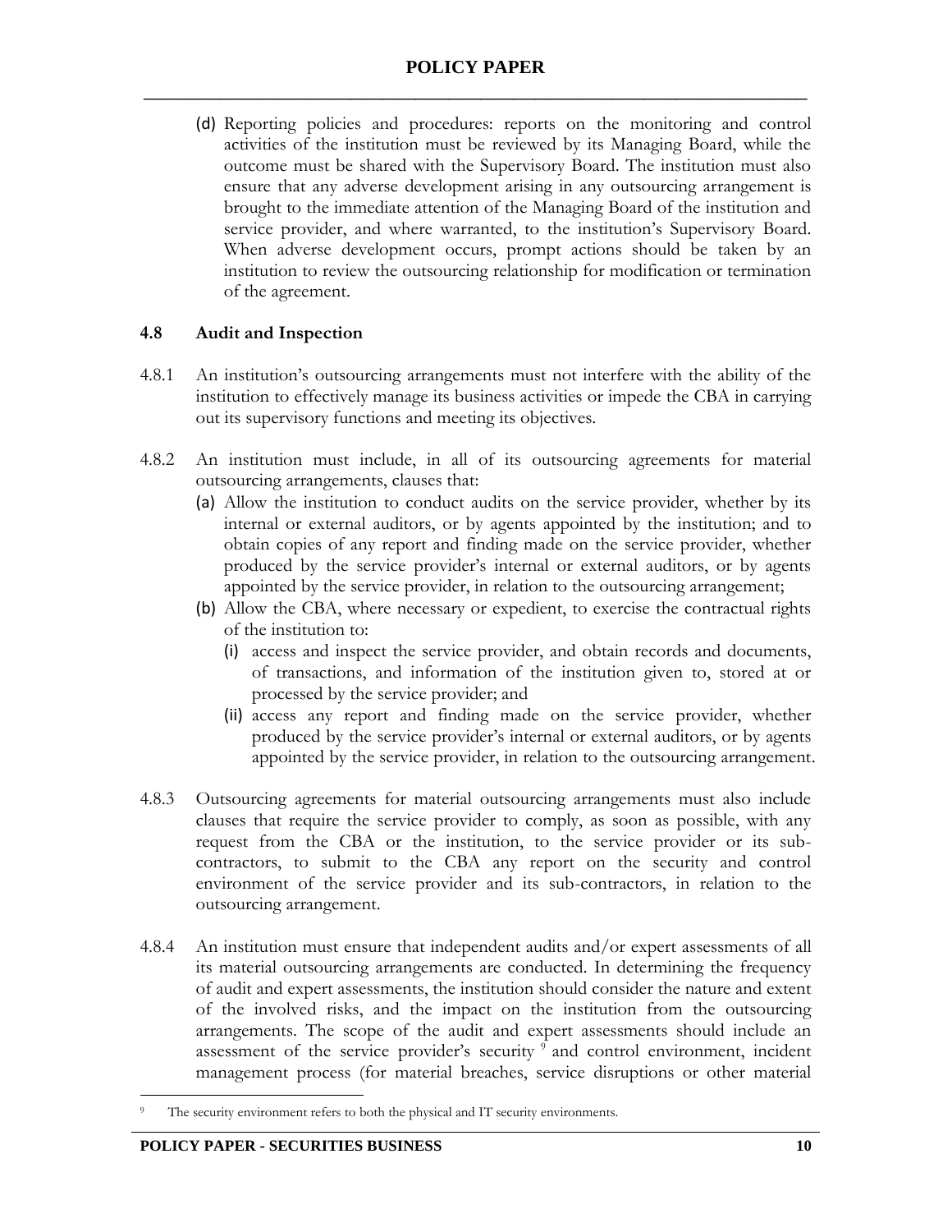(d) Reporting policies and procedures: reports on the monitoring and control activities of the institution must be reviewed by its Managing Board, while the outcome must be shared with the Supervisory Board. The institution must also ensure that any adverse development arising in any outsourcing arrangement is brought to the immediate attention of the Managing Board of the institution and service provider, and where warranted, to the institution's Supervisory Board. When adverse development occurs, prompt actions should be taken by an institution to review the outsourcing relationship for modification or termination of the agreement.

### 4.8 Audit and Inspection

4.8.1 An institution's outsourcing arrangements must not interfere with the ability of the institution to effectively manage its business activities or impede the CBA in carrying out its supervisory functions and meeting its objectives.

4.8.2 An institution must include, in all of its outsourcing agreements for material outsourcing arrangements, clauses that:

(a) Allow the institution to conduct audits on the service provider, whether by its internal or external auditors, or by agents appointed by the institution; and to obtain copies of any report and finding made on the service provider, whether produced by the service provider's internal or external auditors, or by agents appointed by the service provider, in relation to the outsourcing arrangement;

(b) Allow the CBA, where necessary or expedient, to exercise the contractual rights of the institution to:

(i) access and inspect the service provider, and obtain records and documents, of transactions, and information of the institution given to, stored at or processed by the service provider; and

(ii) access any report and finding made on the service provider, whether produced by the service provider's internal or external auditors, or by agents appointed by the service provider, in relation to the outsourcing arrangement.

4.8.3 Outsourcing agreements for material outsourcing arrangements must also include clauses that require the service provider to comply, as soon as possible, with any request from the CBA or the institution, to the service provider or its sub-contractors, to submit to the CBA any report on the security and control environment of the service provider and its sub-contractors, in relation to the outsourcing arrangement.

4.8.4 An institution must ensure that independent audits and/or expert assessments of all its material outsourcing arrangements are conducted. In determining the frequency of audit and expert assessments, the institution should consider the nature and extent of the involved risks, and the impact on the institution from the outsourcing arrangements. The scope of the audit and expert assessments should include an assessment of the service provider's security [9] and control environment, incident management process (for material breaches, service disruptions or other material

[9] The security environment refers to both the physical and IT security environments.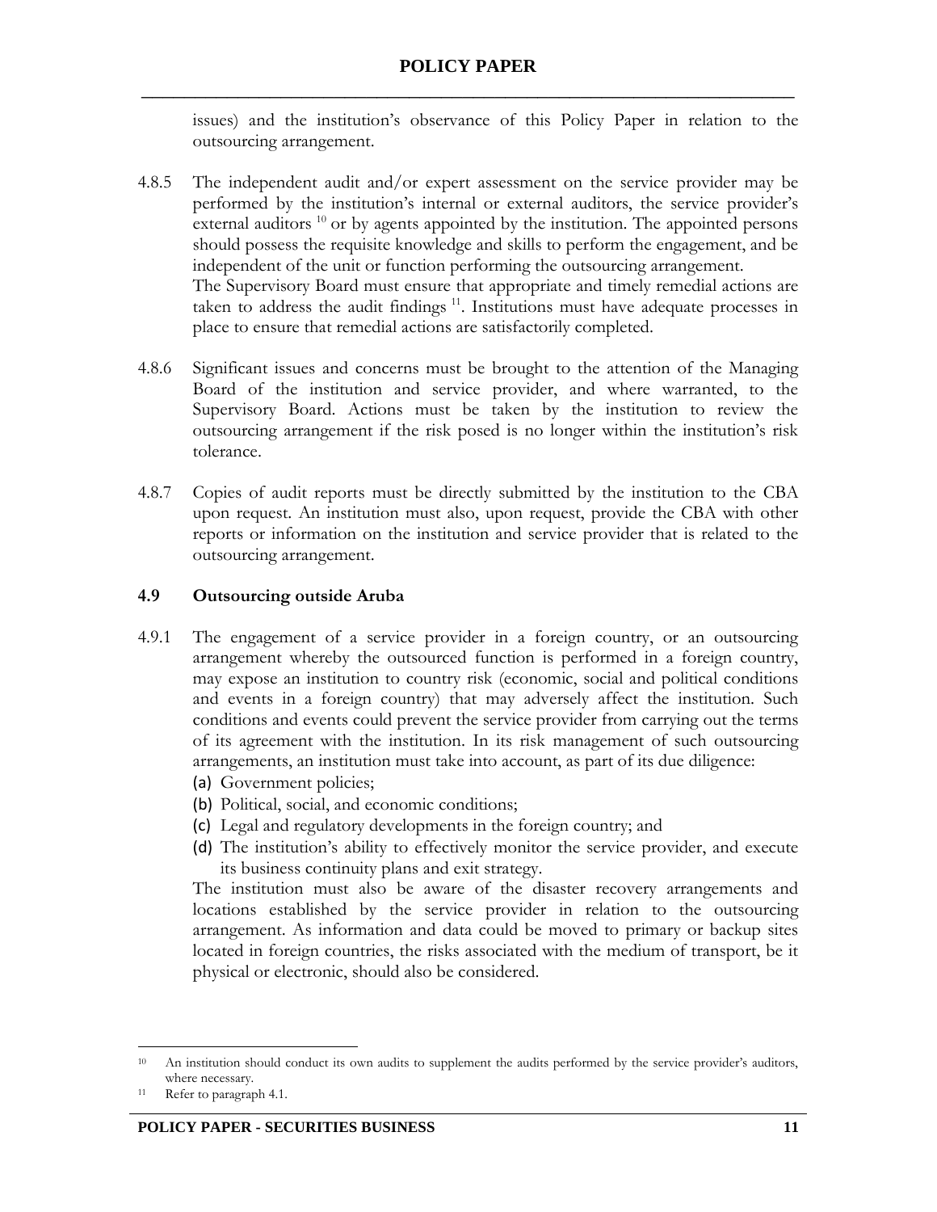issues) and the institution's observance of this Policy Paper in relation to the outsourcing arrangement.

4.8.5 The independent audit and/or expert assessment on the service provider may be performed by the institution's internal or external auditors, the service provider's external auditors [10] or by agents appointed by the institution. The appointed persons should possess the requisite knowledge and skills to perform the engagement, and be independent of the unit or function performing the outsourcing arrangement.
The Supervisory Board must ensure that appropriate and timely remedial actions are taken to address the audit findings [11]. Institutions must have adequate processes in place to ensure that remedial actions are satisfactorily completed.

4.8.6 Significant issues and concerns must be brought to the attention of the Managing Board of the institution and service provider, and where warranted, to the Supervisory Board. Actions must be taken by the institution to review the outsourcing arrangement if the risk posed is no longer within the institution's risk tolerance.

4.8.7 Copies of audit reports must be directly submitted by the institution to the CBA upon request. An institution must also, upon request, provide the CBA with other reports or information on the institution and service provider that is related to the outsourcing arrangement.

### 4.9 Outsourcing outside Aruba

4.9.1 The engagement of a service provider in a foreign country, or an outsourcing arrangement whereby the outsourced function is performed in a foreign country, may expose an institution to country risk (economic, social and political conditions and events in a foreign country) that may adversely affect the institution. Such conditions and events could prevent the service provider from carrying out the terms of its agreement with the institution. In its risk management of such outsourcing arrangements, an institution must take into account, as part of its due diligence:

(a) Government policies;
(b) Political, social, and economic conditions;
(c) Legal and regulatory developments in the foreign country; and
(d) The institution's ability to effectively monitor the service provider, and execute its business continuity plans and exit strategy.

The institution must also be aware of the disaster recovery arrangements and locations established by the service provider in relation to the outsourcing arrangement. As information and data could be moved to primary or backup sites located in foreign countries, the risks associated with the medium of transport, be it physical or electronic, should also be considered.

---

[10] An institution should conduct its own audits to supplement the audits performed by the service provider's auditors, where necessary.

[11] Refer to paragraph 4.1.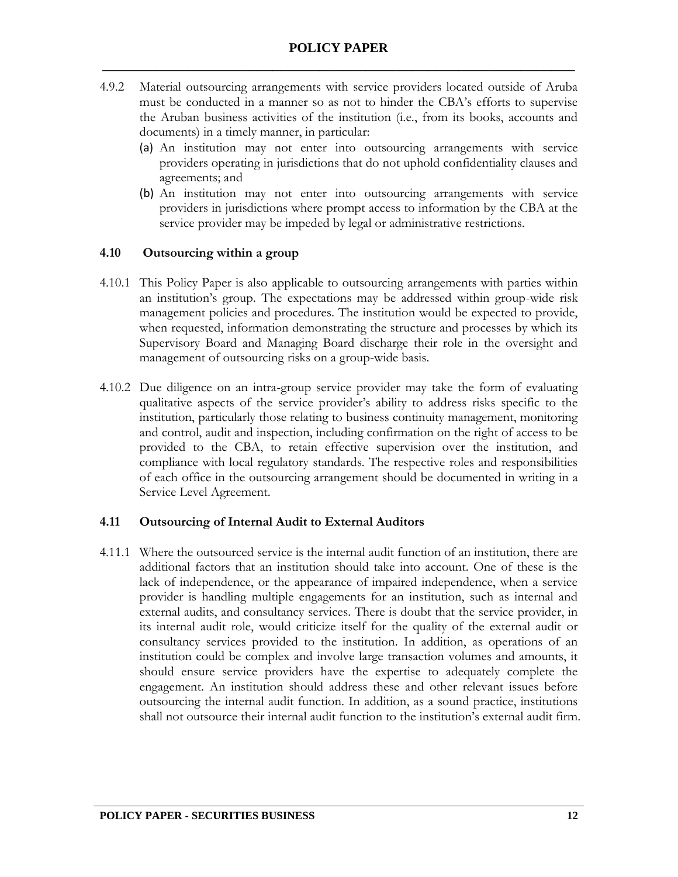4.9.2 Material outsourcing arrangements with service providers located outside of Aruba must be conducted in a manner so as not to hinder the CBA's efforts to supervise the Aruban business activities of the institution (i.e., from its books, accounts and documents) in a timely manner, in particular:

(a) An institution may not enter into outsourcing arrangements with service providers operating in jurisdictions that do not uphold confidentiality clauses and agreements; and

(b) An institution may not enter into outsourcing arrangements with service providers in jurisdictions where prompt access to information by the CBA at the service provider may be impeded by legal or administrative restrictions.

### 4.10 Outsourcing within a group

4.10.1 This Policy Paper is also applicable to outsourcing arrangements with parties within an institution's group. The expectations may be addressed within group-wide risk management policies and procedures. The institution would be expected to provide, when requested, information demonstrating the structure and processes by which its Supervisory Board and Managing Board discharge their role in the oversight and management of outsourcing risks on a group-wide basis.

4.10.2 Due diligence on an intra-group service provider may take the form of evaluating qualitative aspects of the service provider's ability to address risks specific to the institution, particularly those relating to business continuity management, monitoring and control, audit and inspection, including confirmation on the right of access to be provided to the CBA, to retain effective supervision over the institution, and compliance with local regulatory standards. The respective roles and responsibilities of each office in the outsourcing arrangement should be documented in writing in a Service Level Agreement.

### 4.11 Outsourcing of Internal Audit to External Auditors

4.11.1 Where the outsourced service is the internal audit function of an institution, there are additional factors that an institution should take into account. One of these is the lack of independence, or the appearance of impaired independence, when a service provider is handling multiple engagements for an institution, such as internal and external audits, and consultancy services. There is doubt that the service provider, in its internal audit role, would criticize itself for the quality of the external audit or consultancy services provided to the institution. In addition, as operations of an institution could be complex and involve large transaction volumes and amounts, it should ensure service providers have the expertise to adequately complete the engagement. An institution should address these and other relevant issues before outsourcing the internal audit function. In addition, as a sound practice, institutions shall not outsource their internal audit function to the institution's external audit firm.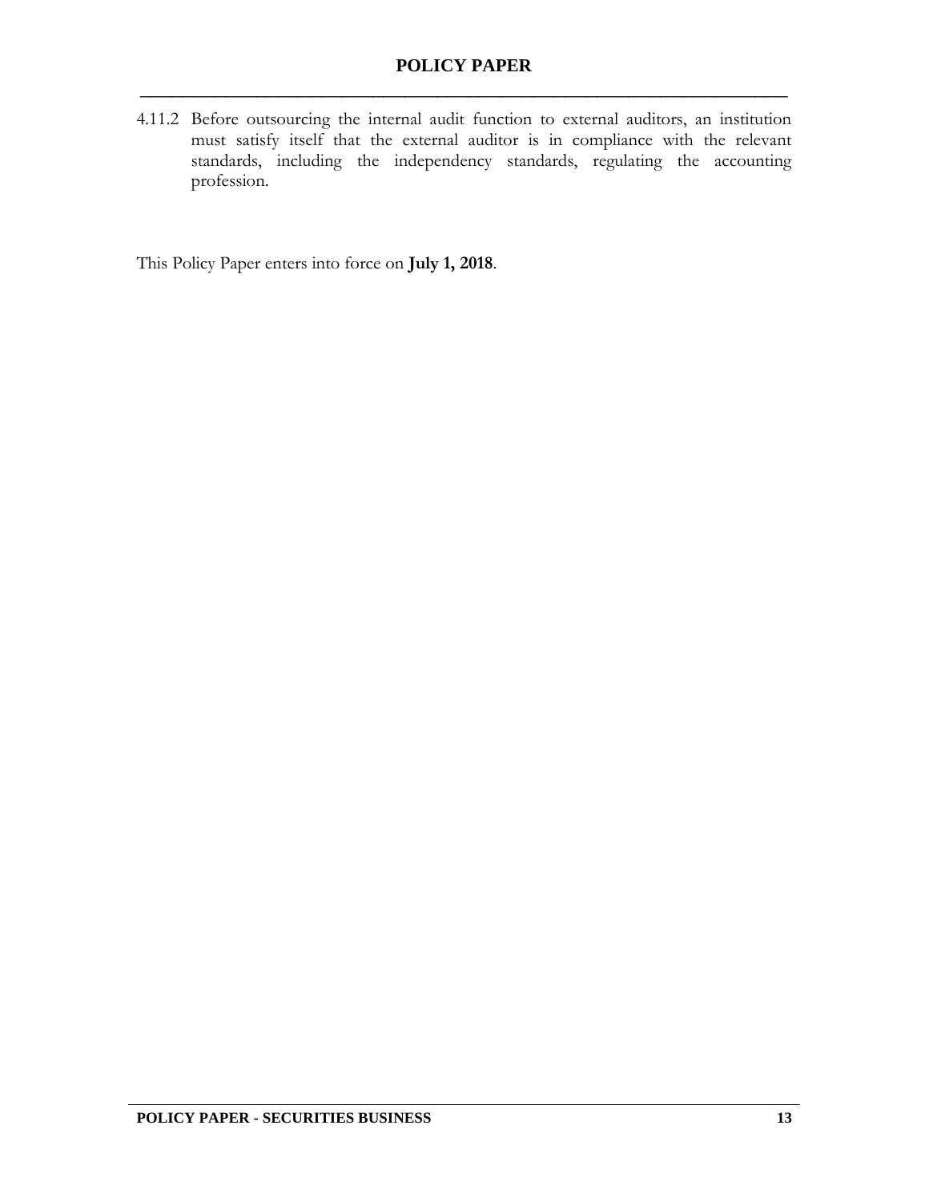4.11.2 Before outsourcing the internal audit function to external auditors, an institution must satisfy itself that the external auditor is in compliance with the relevant standards, including the independency standards, regulating the accounting profession.

This Policy Paper enters into force on **July 1, 2018**.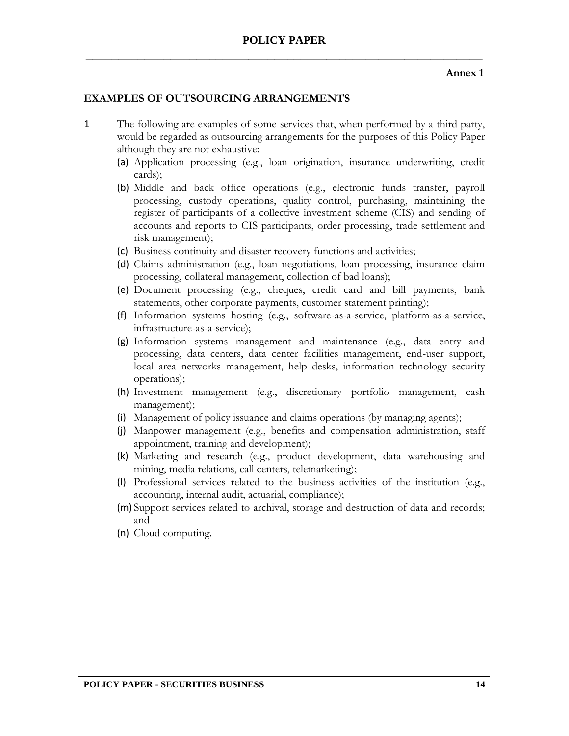**Annex 1**

## EXAMPLES OF OUTSOURCING ARRANGEMENTS

1 The following are examples of some services that, when performed by a third party, would be regarded as outsourcing arrangements for the purposes of this Policy Paper although they are not exhaustive:

(a) Application processing (e.g., loan origination, insurance underwriting, credit cards);

(b) Middle and back office operations (e.g., electronic funds transfer, payroll processing, custody operations, quality control, purchasing, maintaining the register of participants of a collective investment scheme (CIS) and sending of accounts and reports to CIS participants, order processing, trade settlement and risk management);

(c) Business continuity and disaster recovery functions and activities;

(d) Claims administration (e.g., loan negotiations, loan processing, insurance claim processing, collateral management, collection of bad loans);

(e) Document processing (e.g., cheques, credit card and bill payments, bank statements, other corporate payments, customer statement printing);

(f) Information systems hosting (e.g., software-as-a-service, platform-as-a-service, infrastructure-as-a-service);

(g) Information systems management and maintenance (e.g., data entry and processing, data centers, data center facilities management, end-user support, local area networks management, help desks, information technology security operations);

(h) Investment management (e.g., discretionary portfolio management, cash management);

(i) Management of policy issuance and claims operations (by managing agents);

(j) Manpower management (e.g., benefits and compensation administration, staff appointment, training and development);

(k) Marketing and research (e.g., product development, data warehousing and mining, media relations, call centers, telemarketing);

(l) Professional services related to the business activities of the institution (e.g., accounting, internal audit, actuarial, compliance);

(m) Support services related to archival, storage and destruction of data and records; and

(n) Cloud computing.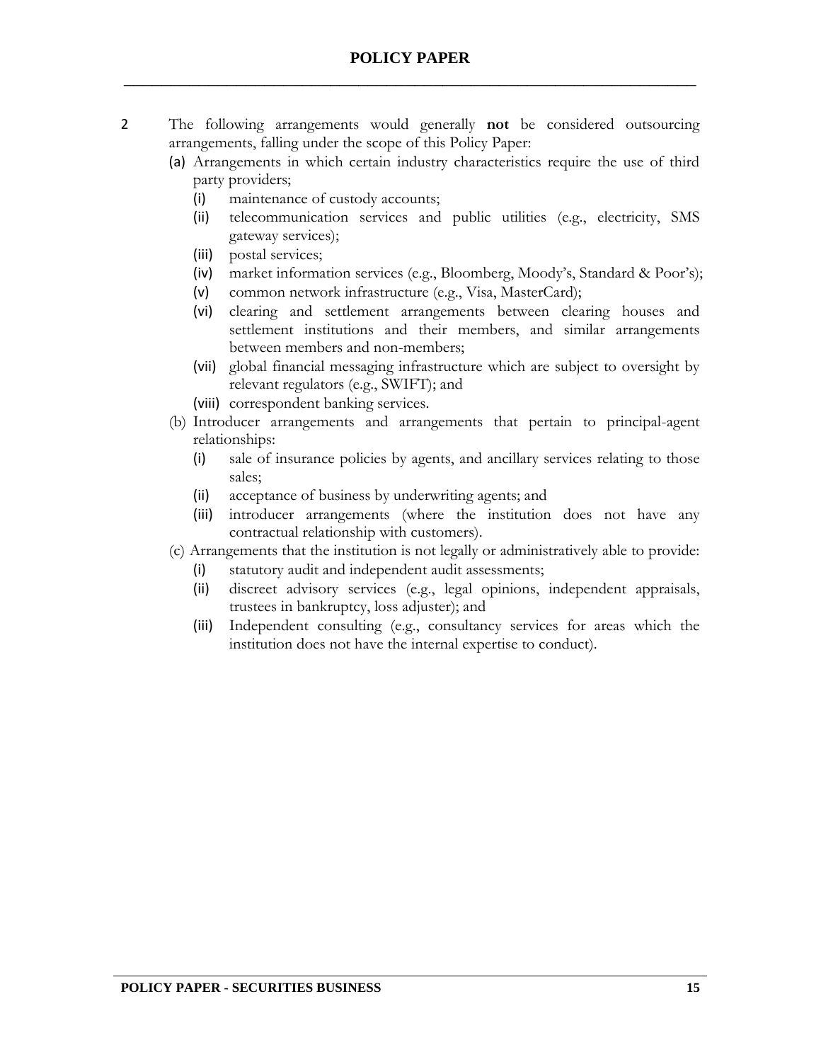2 The following arrangements would generally **not** be considered outsourcing arrangements, falling under the scope of this Policy Paper:

(a) Arrangements in which certain industry characteristics require the use of third party providers;
   - (i) maintenance of custody accounts;
   - (ii) telecommunication services and public utilities (e.g., electricity, SMS gateway services);
   - (iii) postal services;
   - (iv) market information services (e.g., Bloomberg, Moody's, Standard & Poor's);
   - (v) common network infrastructure (e.g., Visa, MasterCard);
   - (vi) clearing and settlement arrangements between clearing houses and settlement institutions and their members, and similar arrangements between members and non-members;
   - (vii) global financial messaging infrastructure which are subject to oversight by relevant regulators (e.g., SWIFT); and
   - (viii) correspondent banking services.

(b) Introducer arrangements and arrangements that pertain to principal-agent relationships:
   - (i) sale of insurance policies by agents, and ancillary services relating to those sales;
   - (ii) acceptance of business by underwriting agents; and
   - (iii) introducer arrangements (where the institution does not have any contractual relationship with customers).

(c) Arrangements that the institution is not legally or administratively able to provide:
   - (i) statutory audit and independent audit assessments;
   - (ii) discreet advisory services (e.g., legal opinions, independent appraisals, trustees in bankruptcy, loss adjuster); and
   - (iii) Independent consulting (e.g., consultancy services for areas which the institution does not have the internal expertise to conduct).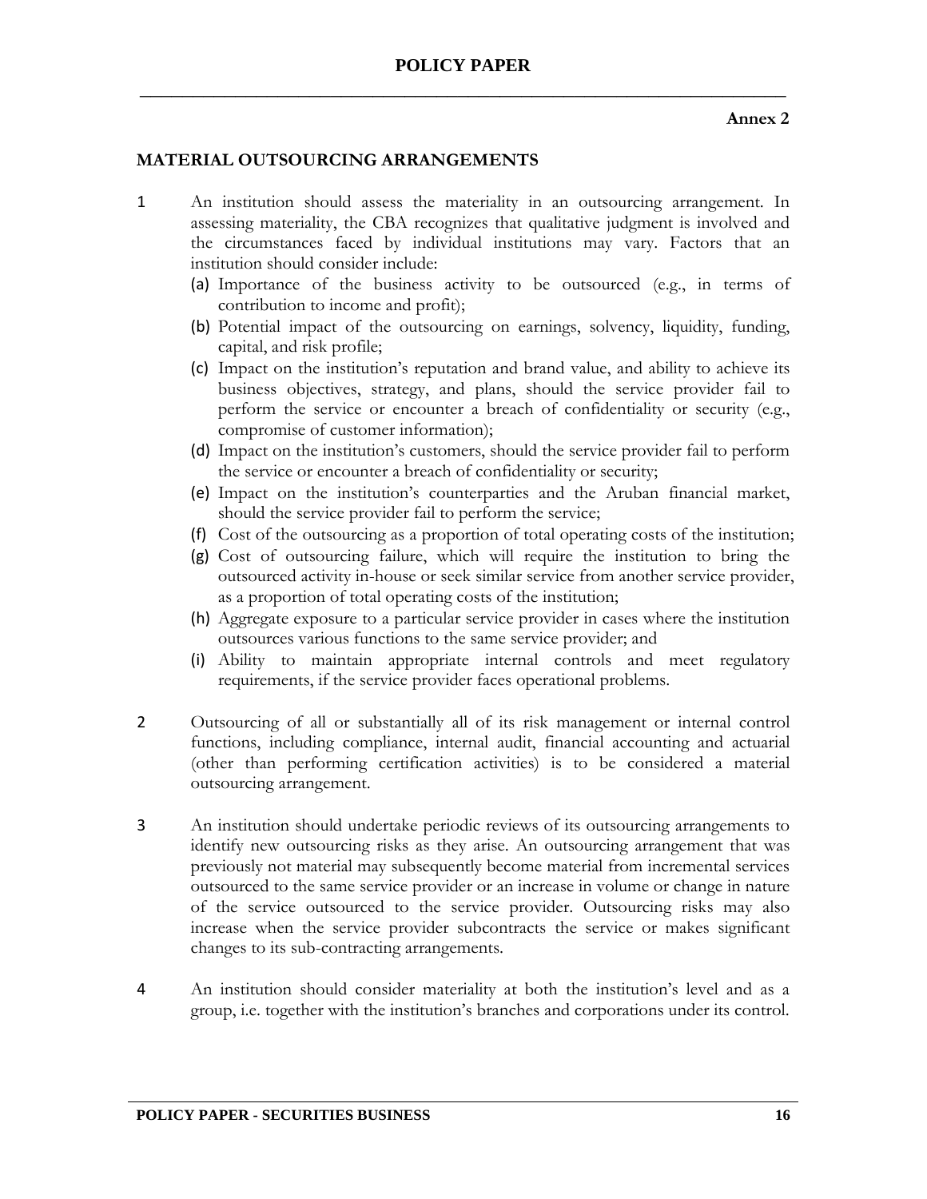**Annex 2**

## MATERIAL OUTSOURCING ARRANGEMENTS

1. An institution should assess the materiality in an outsourcing arrangement. In assessing materiality, the CBA recognizes that qualitative judgment is involved and the circumstances faced by individual institutions may vary. Factors that an institution should consider include:
   - (a) Importance of the business activity to be outsourced (e.g., in terms of contribution to income and profit);
   - (b) Potential impact of the outsourcing on earnings, solvency, liquidity, funding, capital, and risk profile;
   - (c) Impact on the institution's reputation and brand value, and ability to achieve its business objectives, strategy, and plans, should the service provider fail to perform the service or encounter a breach of confidentiality or security (e.g., compromise of customer information);
   - (d) Impact on the institution's customers, should the service provider fail to perform the service or encounter a breach of confidentiality or security;
   - (e) Impact on the institution's counterparties and the Aruban financial market, should the service provider fail to perform the service;
   - (f) Cost of the outsourcing as a proportion of total operating costs of the institution;
   - (g) Cost of outsourcing failure, which will require the institution to bring the outsourced activity in-house or seek similar service from another service provider, as a proportion of total operating costs of the institution;
   - (h) Aggregate exposure to a particular service provider in cases where the institution outsources various functions to the same service provider; and
   - (i) Ability to maintain appropriate internal controls and meet regulatory requirements, if the service provider faces operational problems.

2. Outsourcing of all or substantially all of its risk management or internal control functions, including compliance, internal audit, financial accounting and actuarial (other than performing certification activities) is to be considered a material outsourcing arrangement.

3. An institution should undertake periodic reviews of its outsourcing arrangements to identify new outsourcing risks as they arise. An outsourcing arrangement that was previously not material may subsequently become material from incremental services outsourced to the same service provider or an increase in volume or change in nature of the service outsourced to the service provider. Outsourcing risks may also increase when the service provider subcontracts the service or makes significant changes to its sub-contracting arrangements.

4. An institution should consider materiality at both the institution's level and as a group, i.e. together with the institution's branches and corporations under its control.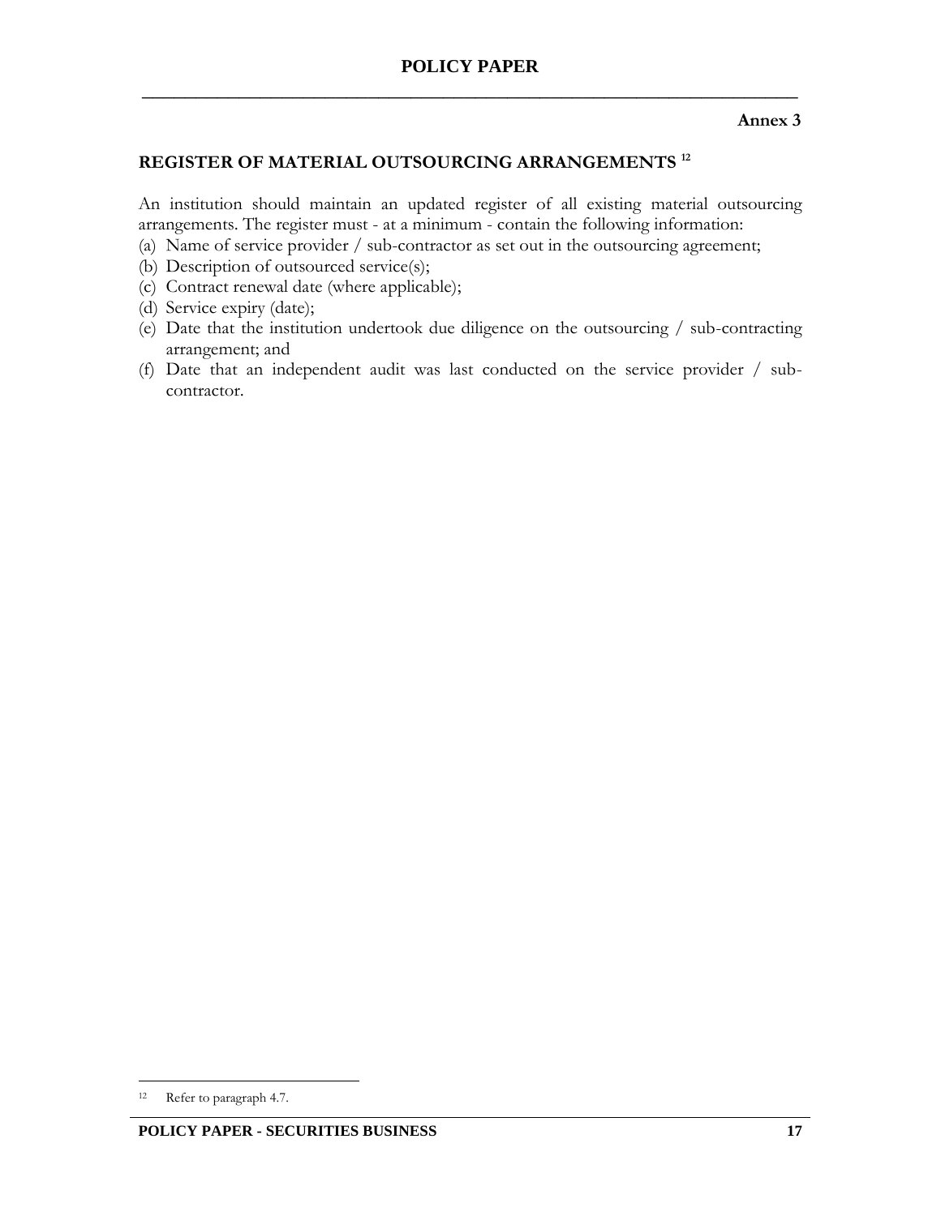**Annex 3**

## REGISTER OF MATERIAL OUTSOURCING ARRANGEMENTS [12]

An institution should maintain an updated register of all existing material outsourcing arrangements. The register must - at a minimum - contain the following information:

(a) Name of service provider / sub-contractor as set out in the outsourcing agreement;
(b) Description of outsourced service(s);
(c) Contract renewal date (where applicable);
(d) Service expiry (date);
(e) Date that the institution undertook due diligence on the outsourcing / sub-contracting arrangement; and
(f) Date that an independent audit was last conducted on the service provider / sub-contractor.

---

[12] Refer to paragraph 4.7.